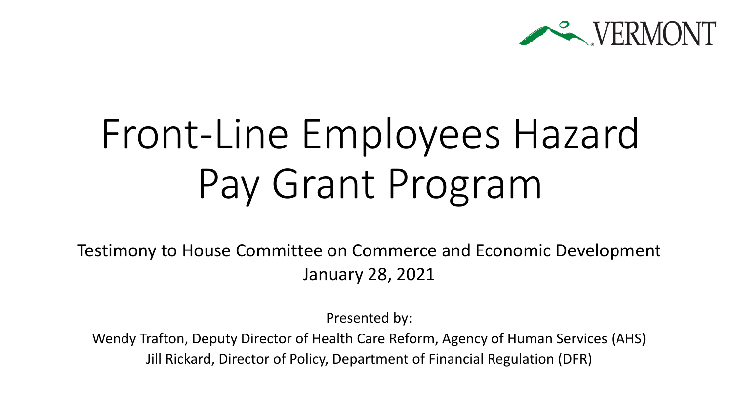VERMONT

# Front-Line Employees Hazard Pay Grant Program

Testimony to House Committee on Commerce and Economic Development
January 28, 2021

Presented by:

Wendy Trafton, Deputy Director of Health Care Reform, Agency of Human Services (AHS)
Jill Rickard, Director of Policy, Department of Financial Regulation (DFR)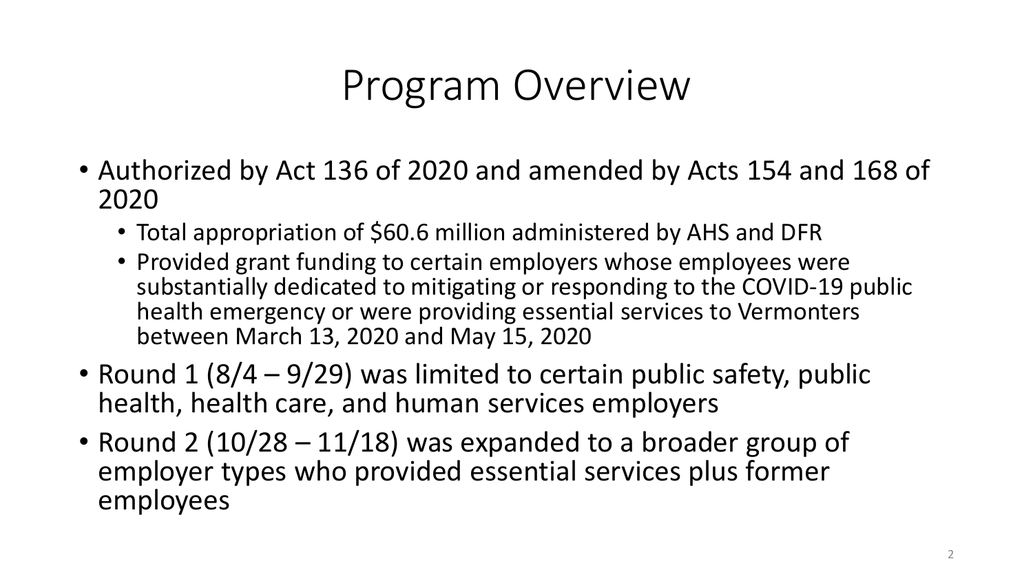# Program Overview

- Authorized by Act 136 of 2020 and amended by Acts 154 and 168 of 2020
  - Total appropriation of $60.6 million administered by AHS and DFR
  - Provided grant funding to certain employers whose employees were substantially dedicated to mitigating or responding to the COVID-19 public health emergency or were providing essential services to Vermonters between March 13, 2020 and May 15, 2020
- Round 1 (8/4 – 9/29) was limited to certain public safety, public health, health care, and human services employers
- Round 2 (10/28 – 11/18) was expanded to a broader group of employer types who provided essential services plus former employees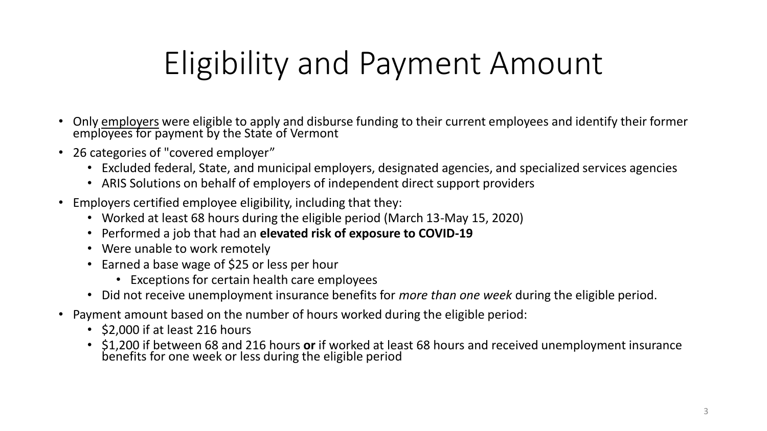# Eligibility and Payment Amount

- Only <u>employers</u> were eligible to apply and disburse funding to their current employees and identify their former employees for payment by the State of Vermont
- 26 categories of "covered employer"
  - Excluded federal, State, and municipal employers, designated agencies, and specialized services agencies
  - ARIS Solutions on behalf of employers of independent direct support providers
- Employers certified employee eligibility, including that they:
  - Worked at least 68 hours during the eligible period (March 13-May 15, 2020)
  - Performed a job that had an **elevated risk of exposure to COVID-19**
  - Were unable to work remotely
  - Earned a base wage of $25 or less per hour
    - Exceptions for certain health care employees
  - Did not receive unemployment insurance benefits for *more than one week* during the eligible period.
- Payment amount based on the number of hours worked during the eligible period:
  - $2,000 if at least 216 hours
  - $1,200 if between 68 and 216 hours **or** if worked at least 68 hours and received unemployment insurance benefits for one week or less during the eligible period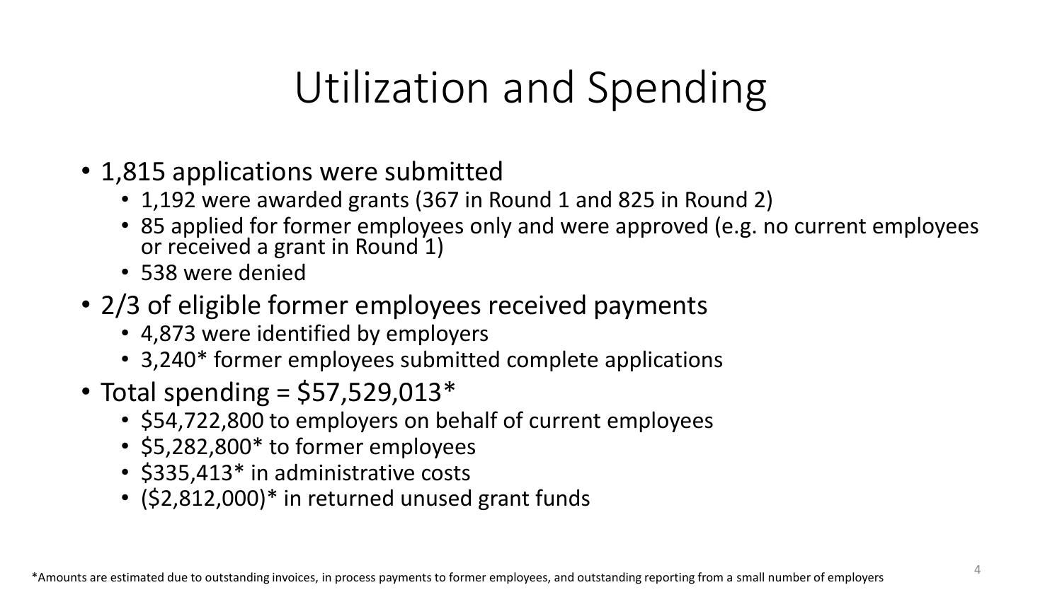# Utilization and Spending

- 1,815 applications were submitted
  - 1,192 were awarded grants (367 in Round 1 and 825 in Round 2)
  - 85 applied for former employees only and were approved (e.g. no current employees or received a grant in Round 1)
  - 538 were denied
- 2/3 of eligible former employees received payments
  - 4,873 were identified by employers
  - 3,240* former employees submitted complete applications
- Total spending = $57,529,013*
  - $54,722,800 to employers on behalf of current employees
  - $5,282,800* to former employees
  - $335,413* in administrative costs
  - ($2,812,000)* in returned unused grant funds

*Amounts are estimated due to outstanding invoices, in process payments to former employees, and outstanding reporting from a small number of employers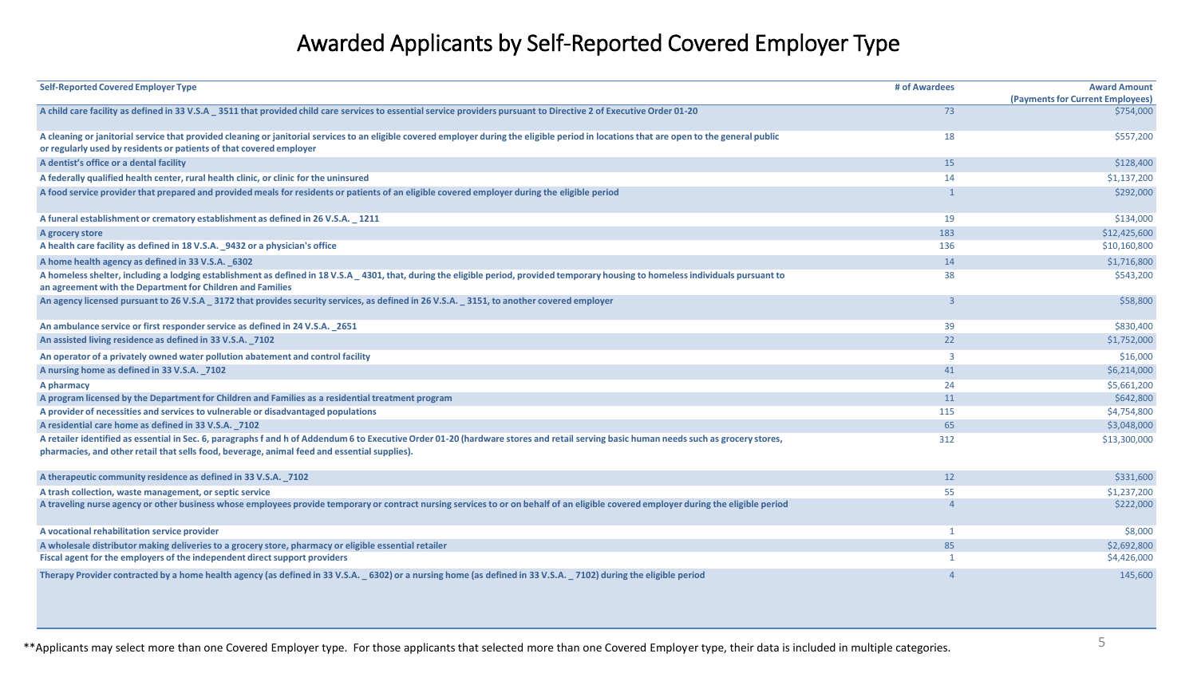# Awarded Applicants by Self-Reported Covered Employer Type

| Self-Reported Covered Employer Type | # of Awardees | Award Amount (Payments for Current Employees) |
|---|---|---|
| A child care facility as defined in 33 V.S.A _ 3511 that provided child care services to essential service providers pursuant to Directive 2 of Executive Order 01-20 | 73 | $754,000 |
| A cleaning or janitorial service that provided cleaning or janitorial services to an eligible covered employer during the eligible period in locations that are open to the general public or regularly used by residents or patients of that covered employer | 18 | $557,200 |
| A dentist's office or a dental facility | 15 | $128,400 |
| A federally qualified health center, rural health clinic, or clinic for the uninsured | 14 | $1,137,200 |
| A food service provider that prepared and provided meals for residents or patients of an eligible covered employer during the eligible period | 1 | $292,000 |
| A funeral establishment or crematory establishment as defined in 26 V.S.A. _ 1211 | 19 | $134,000 |
| A grocery store | 183 | $12,425,600 |
| A health care facility as defined in 18 V.S.A. _9432 or a physician's office | 136 | $10,160,800 |
| A home health agency as defined in 33 V.S.A. _6302 | 14 | $1,716,800 |
| A homeless shelter, including a lodging establishment as defined in 18 V.S.A _ 4301, that, during the eligible period, provided temporary housing to homeless individuals pursuant to an agreement with the Department for Children and Families | 38 | $543,200 |
| An agency licensed pursuant to 26 V.S.A _ 3172 that provides security services, as defined in 26 V.S.A. _ 3151, to another covered employer | 3 | $58,800 |
| An ambulance service or first responder service as defined in 24 V.S.A. _2651 | 39 | $830,400 |
| An assisted living residence as defined in 33 V.S.A. _7102 | 22 | $1,752,000 |
| An operator of a privately owned water pollution abatement and control facility | 3 | $16,000 |
| A nursing home as defined in 33 V.S.A. _7102 | 41 | $6,214,000 |
| A pharmacy | 24 | $5,661,200 |
| A program licensed by the Department for Children and Families as a residential treatment program | 11 | $642,800 |
| A provider of necessities and services to vulnerable or disadvantaged populations | 115 | $4,754,800 |
| A residential care home as defined in 33 V.S.A. _7102 | 65 | $3,048,000 |
| A retailer identified as essential in Sec. 6, paragraphs f and h of Addendum 6 to Executive Order 01-20 (hardware stores and retail serving basic human needs such as grocery stores, pharmacies, and other retail that sells food, beverage, animal feed and essential supplies). | 312 | $13,300,000 |
| A therapeutic community residence as defined in 33 V.S.A. _7102 | 12 | $331,600 |
| A trash collection, waste management, or septic service | 55 | $1,237,200 |
| A traveling nurse agency or other business whose employees provide temporary or contract nursing services to or on behalf of an eligible covered employer during the eligible period | 4 | $222,000 |
| A vocational rehabilitation service provider | 1 | $8,000 |
| A wholesale distributor making deliveries to a grocery store, pharmacy or eligible essential retailer | 85 | $2,692,800 |
| Fiscal agent for the employers of the independent direct support providers | 1 | $4,426,000 |
| Therapy Provider contracted by a home health agency (as defined in 33 V.S.A. _ 6302) or a nursing home (as defined in 33 V.S.A. _ 7102) during the eligible period | 4 | 145,600 |

**Applicants may select more than one Covered Employer type. For those applicants that selected more than one Covered Employer type, their data is included in multiple categories.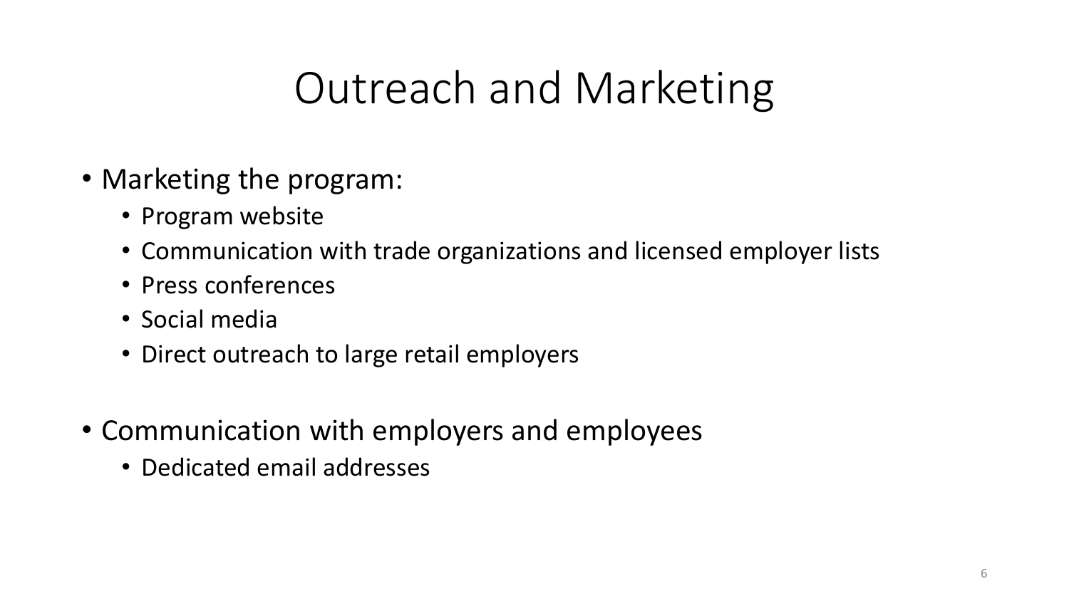# Outreach and Marketing

- Marketing the program:
  - Program website
  - Communication with trade organizations and licensed employer lists
  - Press conferences
  - Social media
  - Direct outreach to large retail employers
- Communication with employers and employees
  - Dedicated email addresses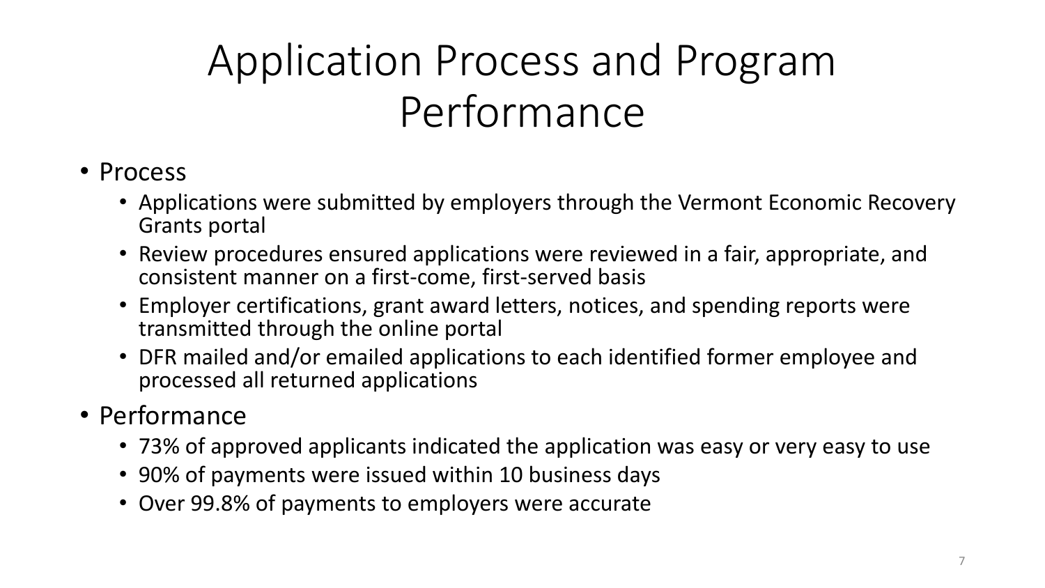# Application Process and Program Performance

- Process
  - Applications were submitted by employers through the Vermont Economic Recovery Grants portal
  - Review procedures ensured applications were reviewed in a fair, appropriate, and consistent manner on a first-come, first-served basis
  - Employer certifications, grant award letters, notices, and spending reports were transmitted through the online portal
  - DFR mailed and/or emailed applications to each identified former employee and processed all returned applications
- Performance
  - 73% of approved applicants indicated the application was easy or very easy to use
  - 90% of payments were issued within 10 business days
  - Over 99.8% of payments to employers were accurate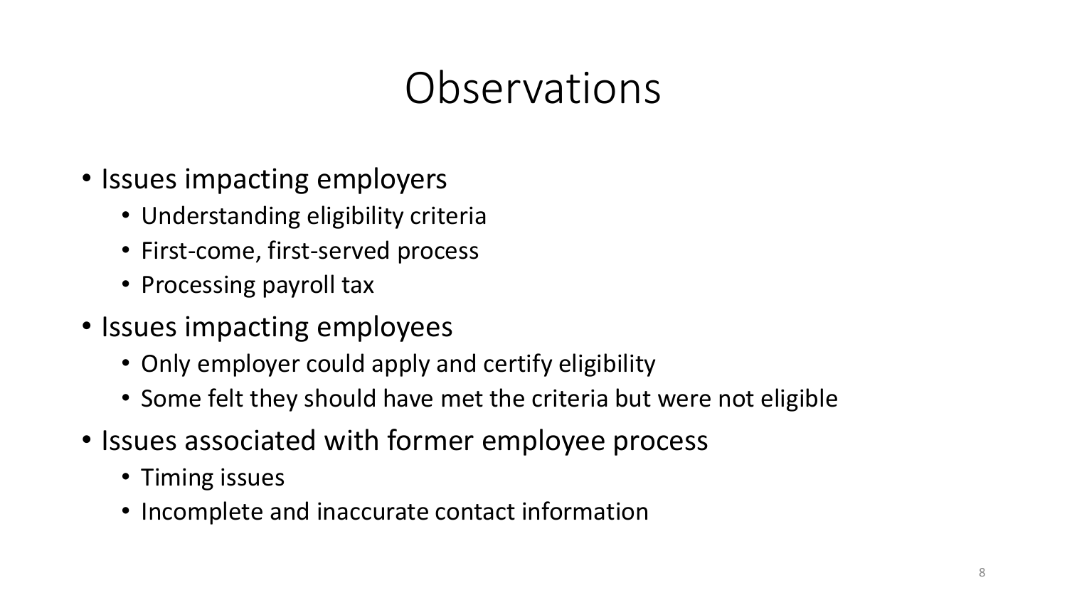# Observations

- Issues impacting employers
  - Understanding eligibility criteria
  - First-come, first-served process
  - Processing payroll tax
- Issues impacting employees
  - Only employer could apply and certify eligibility
  - Some felt they should have met the criteria but were not eligible
- Issues associated with former employee process
  - Timing issues
  - Incomplete and inaccurate contact information